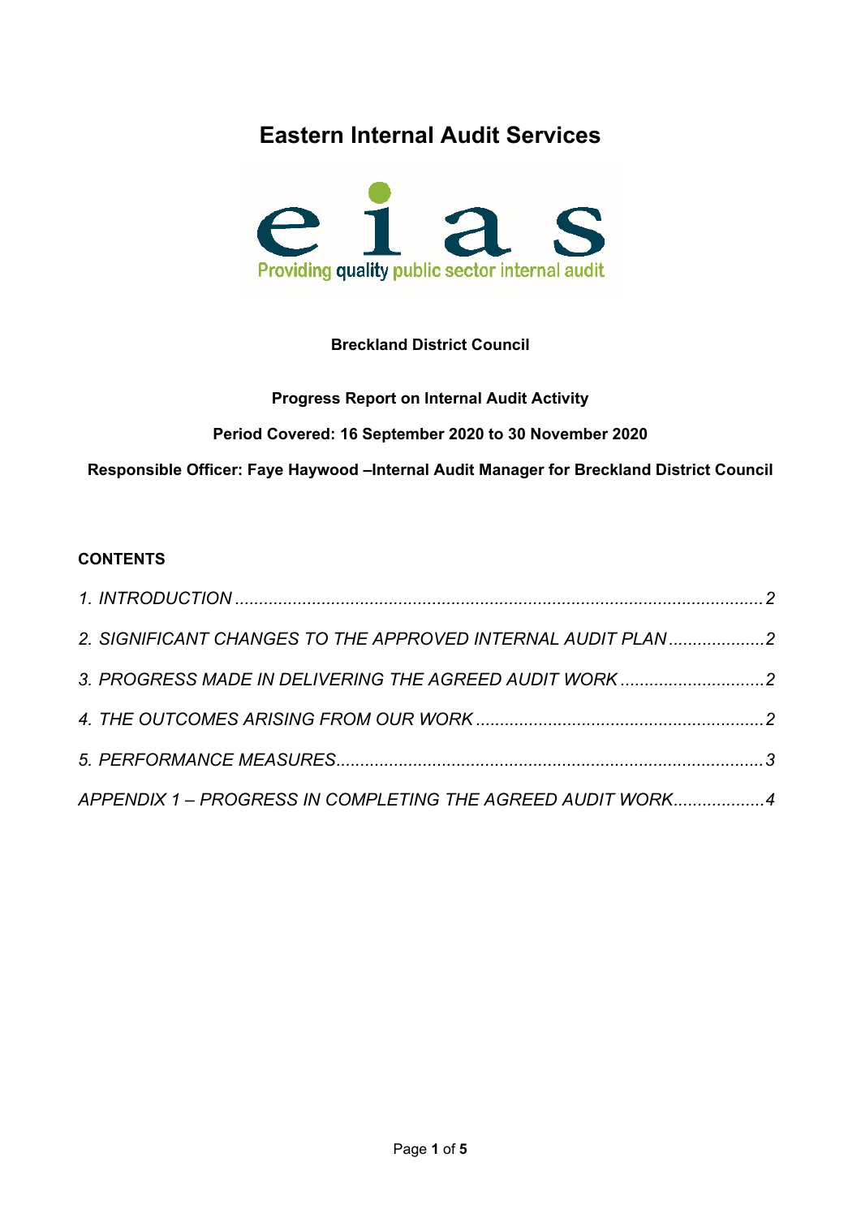# Eastern Internal Audit Services

eias

Providing quality public sector internal audit

**Breckland District Council**

**Progress Report on Internal Audit Activity**

**Period Covered: 16 September 2020 to 30 November 2020**

**Responsible Officer: Faye Haywood –Internal Audit Manager for Breckland District Council**

**CONTENTS**

*1. INTRODUCTION ............................................................................................................. 2*

*2. SIGNIFICANT CHANGES TO THE APPROVED INTERNAL AUDIT PLAN .................... 2*

*3. PROGRESS MADE IN DELIVERING THE AGREED AUDIT WORK ............................. 2*

*4. THE OUTCOMES ARISING FROM OUR WORK ........................................................... 2*

*5. PERFORMANCE MEASURES ........................................................................................ 3*

*APPENDIX 1 – PROGRESS IN COMPLETING THE AGREED AUDIT WORK .................. 4*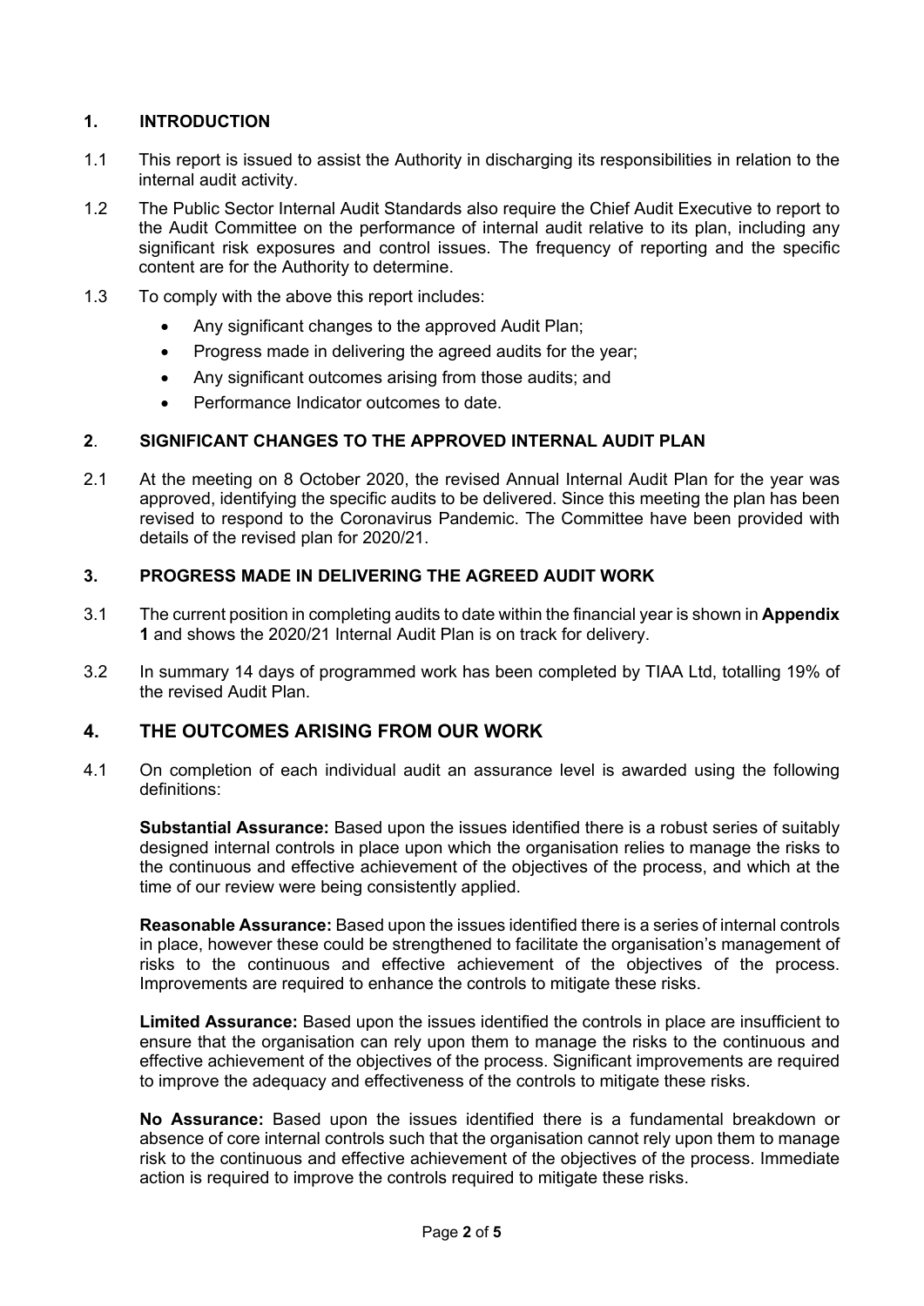## 1. INTRODUCTION

1.1 This report is issued to assist the Authority in discharging its responsibilities in relation to the internal audit activity.

1.2 The Public Sector Internal Audit Standards also require the Chief Audit Executive to report to the Audit Committee on the performance of internal audit relative to its plan, including any significant risk exposures and control issues. The frequency of reporting and the specific content are for the Authority to determine.

1.3 To comply with the above this report includes:

- Any significant changes to the approved Audit Plan;
- Progress made in delivering the agreed audits for the year;
- Any significant outcomes arising from those audits; and
- Performance Indicator outcomes to date.

## 2. SIGNIFICANT CHANGES TO THE APPROVED INTERNAL AUDIT PLAN

2.1 At the meeting on 8 October 2020, the revised Annual Internal Audit Plan for the year was approved, identifying the specific audits to be delivered. Since this meeting the plan has been revised to respond to the Coronavirus Pandemic. The Committee have been provided with details of the revised plan for 2020/21.

## 3. PROGRESS MADE IN DELIVERING THE AGREED AUDIT WORK

3.1 The current position in completing audits to date within the financial year is shown in **Appendix 1** and shows the 2020/21 Internal Audit Plan is on track for delivery.

3.2 In summary 14 days of programmed work has been completed by TIAA Ltd, totalling 19% of the revised Audit Plan.

## 4. THE OUTCOMES ARISING FROM OUR WORK

4.1 On completion of each individual audit an assurance level is awarded using the following definitions:

**Substantial Assurance:** Based upon the issues identified there is a robust series of suitably designed internal controls in place upon which the organisation relies to manage the risks to the continuous and effective achievement of the objectives of the process, and which at the time of our review were being consistently applied.

**Reasonable Assurance:** Based upon the issues identified there is a series of internal controls in place, however these could be strengthened to facilitate the organisation's management of risks to the continuous and effective achievement of the objectives of the process. Improvements are required to enhance the controls to mitigate these risks.

**Limited Assurance:** Based upon the issues identified the controls in place are insufficient to ensure that the organisation can rely upon them to manage the risks to the continuous and effective achievement of the objectives of the process. Significant improvements are required to improve the adequacy and effectiveness of the controls to mitigate these risks.

**No Assurance:** Based upon the issues identified there is a fundamental breakdown or absence of core internal controls such that the organisation cannot rely upon them to manage risk to the continuous and effective achievement of the objectives of the process. Immediate action is required to improve the controls required to mitigate these risks.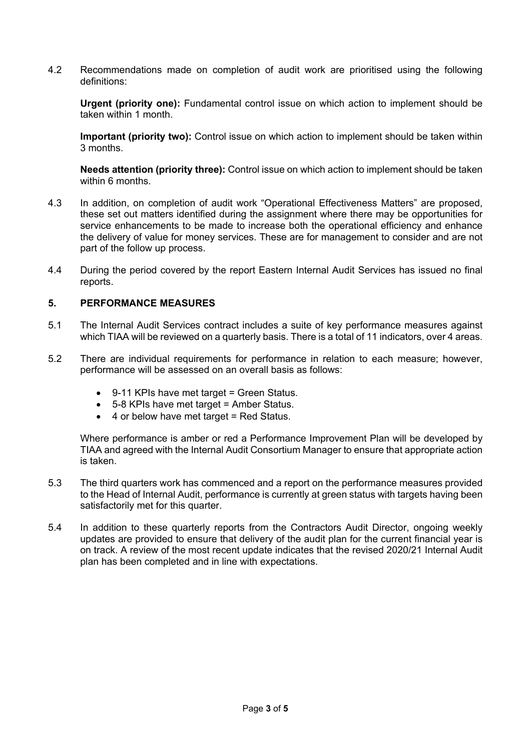4.2 Recommendations made on completion of audit work are prioritised using the following definitions:

**Urgent (priority one):** Fundamental control issue on which action to implement should be taken within 1 month.

**Important (priority two):** Control issue on which action to implement should be taken within 3 months.

**Needs attention (priority three):** Control issue on which action to implement should be taken within 6 months.

4.3 In addition, on completion of audit work "Operational Effectiveness Matters" are proposed, these set out matters identified during the assignment where there may be opportunities for service enhancements to be made to increase both the operational efficiency and enhance the delivery of value for money services. These are for management to consider and are not part of the follow up process.

4.4 During the period covered by the report Eastern Internal Audit Services has issued no final reports.

## 5. PERFORMANCE MEASURES

5.1 The Internal Audit Services contract includes a suite of key performance measures against which TIAA will be reviewed on a quarterly basis. There is a total of 11 indicators, over 4 areas.

5.2 There are individual requirements for performance in relation to each measure; however, performance will be assessed on an overall basis as follows:

- 9-11 KPIs have met target = Green Status.
- 5-8 KPIs have met target = Amber Status.
- 4 or below have met target = Red Status.

Where performance is amber or red a Performance Improvement Plan will be developed by TIAA and agreed with the Internal Audit Consortium Manager to ensure that appropriate action is taken.

5.3 The third quarters work has commenced and a report on the performance measures provided to the Head of Internal Audit, performance is currently at green status with targets having been satisfactorily met for this quarter.

5.4 In addition to these quarterly reports from the Contractors Audit Director, ongoing weekly updates are provided to ensure that delivery of the audit plan for the current financial year is on track. A review of the most recent update indicates that the revised 2020/21 Internal Audit plan has been completed and in line with expectations.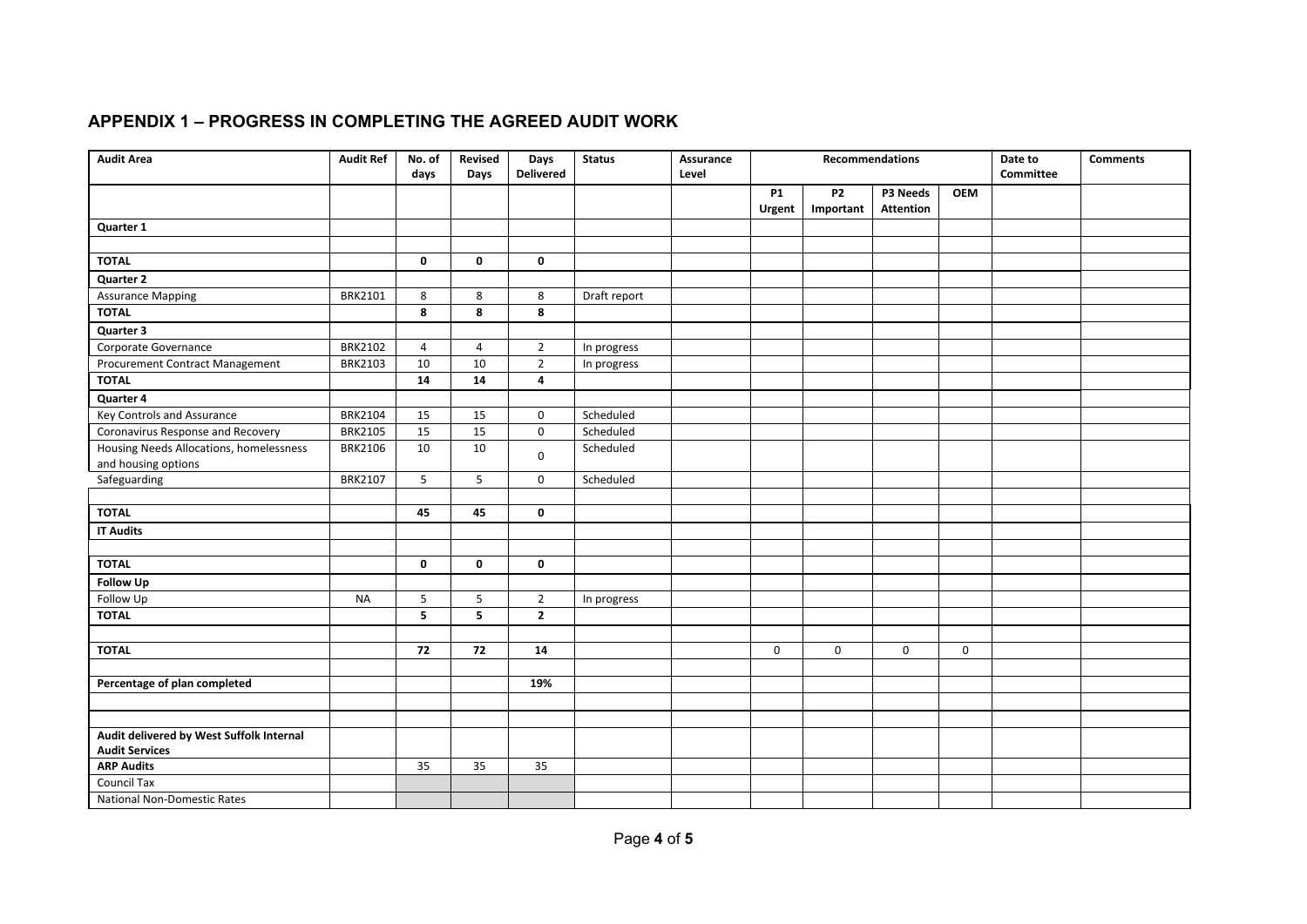## APPENDIX 1 – PROGRESS IN COMPLETING THE AGREED AUDIT WORK

| Audit Area | Audit Ref | No. of days | Revised Days | Days Delivered | Status | Assurance Level | Recommendations | | | | Date to Committee | Comments |
|---|---|---|---|---|---|---|---|---|---|---|---|---|
| | | | | | | | P1 Urgent | P2 Important | P3 Needs Attention | OEM | | |
| **Quarter 1** | | | | | | | | | | | | |
| | | | | | | | | | | | | |
| **TOTAL** | | **0** | **0** | **0** | | | | | | | | |
| **Quarter 2** | | | | | | | | | | | | |
| Assurance Mapping | BRK2101 | 8 | 8 | 8 | Draft report | | | | | | | |
| **TOTAL** | | **8** | **8** | **8** | | | | | | | | |
| **Quarter 3** | | | | | | | | | | | | |
| Corporate Governance | BRK2102 | 4 | 4 | 2 | In progress | | | | | | | |
| Procurement Contract Management | BRK2103 | 10 | 10 | 2 | In progress | | | | | | | |
| **TOTAL** | | **14** | **14** | **4** | | | | | | | | |
| **Quarter 4** | | | | | | | | | | | | |
| Key Controls and Assurance | BRK2104 | 15 | 15 | 0 | Scheduled | | | | | | | |
| Coronavirus Response and Recovery | BRK2105 | 15 | 15 | 0 | Scheduled | | | | | | | |
| Housing Needs Allocations, homelessness and housing options | BRK2106 | 10 | 10 | 0 | Scheduled | | | | | | | |
| Safeguarding | BRK2107 | 5 | 5 | 0 | Scheduled | | | | | | | |
| | | | | | | | | | | | | |
| **TOTAL** | | **45** | **45** | **0** | | | | | | | | |
| **IT Audits** | | | | | | | | | | | | |
| | | | | | | | | | | | | |
| **TOTAL** | | **0** | **0** | **0** | | | | | | | | |
| **Follow Up** | | | | | | | | | | | | |
| Follow Up | NA | 5 | 5 | 2 | In progress | | | | | | | |
| **TOTAL** | | **5** | **5** | **2** | | | | | | | | |
| | | | | | | | | | | | | |
| **TOTAL** | | **72** | **72** | **14** | | | 0 | 0 | 0 | 0 | | |
| | | | | | | | | | | | | |
| **Percentage of plan completed** | | | | **19%** | | | | | | | | |
| | | | | | | | | | | | | |
| | | | | | | | | | | | | |
| **Audit delivered by West Suffolk Internal Audit Services** | | | | | | | | | | | | |
| **ARP Audits** | | 35 | 35 | 35 | | | | | | | | |
| Council Tax | | | | | | | | | | | | |
| National Non-Domestic Rates | | | | | | | | | | | | |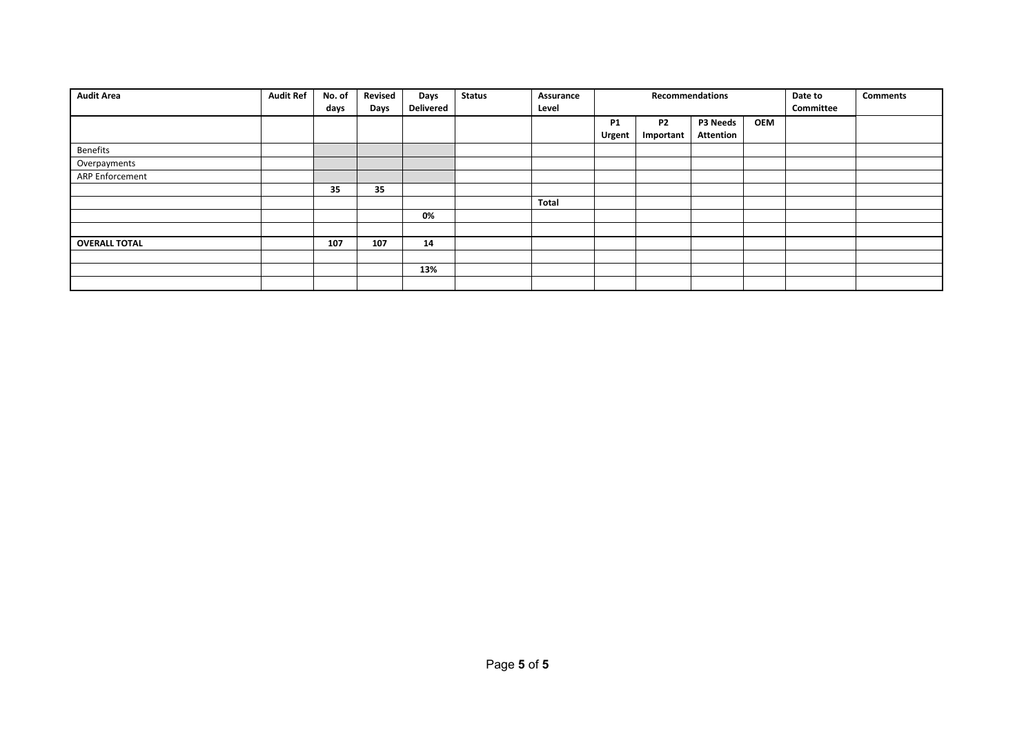| Audit Area | Audit Ref | No. of days | Revised Days | Days Delivered | Status | Assurance Level | Recommendations | | | | Date to Committee | Comments |
|---|---|---|---|---|---|---|---|---|---|---|---|---|
| | | | | | | | P1 Urgent | P2 Important | P3 Needs Attention | OEM | | |
| Benefits | | | | | | | | | | | | |
| Overpayments | | | | | | | | | | | | |
| ARP Enforcement | | | | | | | | | | | | |
| | | 35 | 35 | | | | | | | | | |
| | | | | | | Total | | | | | | |
| | | | | 0% | | | | | | | | |
| | | | | | | | | | | | | |
| **OVERALL TOTAL** | | 107 | 107 | 14 | | | | | | | | |
| | | | | | | | | | | | | |
| | | | | 13% | | | | | | | | |
| | | | | | | | | | | | | |